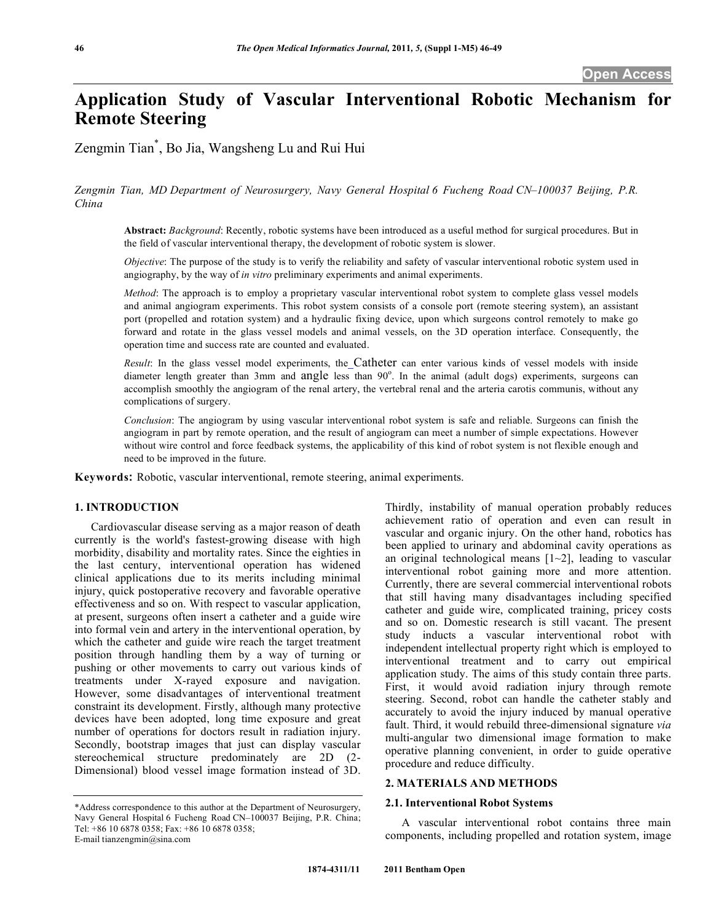# Application Study of Vascular Interventional Robotic Mechanism for Remote Steering

Zengmin Tian*, Bo Jia, Wangsheng Lu and Rui Hui

*Zengmin Tian, MD Department of Neurosurgery, Navy General Hospital 6 Fucheng Road CN–100037 Beijing, P.R. China*

**Abstract:** *Background*: Recently, robotic systems have been introduced as a useful method for surgical procedures. But in the field of vascular interventional therapy, the development of robotic system is slower.

*Objective*: The purpose of the study is to verify the reliability and safety of vascular interventional robotic system used in angiography, by the way of *in vitro* preliminary experiments and animal experiments.

*Method*: The approach is to employ a proprietary vascular interventional robot system to complete glass vessel models and animal angiogram experiments. This robot system consists of a console port (remote steering system), an assistant port (propelled and rotation system) and a hydraulic fixing device, upon which surgeons control remotely to make go forward and rotate in the glass vessel models and animal vessels, on the 3D operation interface. Consequently, the operation time and success rate are counted and evaluated.

*Result*: In the glass vessel model experiments, the Catheter can enter various kinds of vessel models with inside diameter length greater than 3mm and angle less than 90°. In the animal (adult dogs) experiments, surgeons can accomplish smoothly the angiogram of the renal artery, the vertebral renal and the arteria carotis communis, without any complications of surgery.

*Conclusion*: The angiogram by using vascular interventional robot system is safe and reliable. Surgeons can finish the angiogram in part by remote operation, and the result of angiogram can meet a number of simple expectations. However without wire control and force feedback systems, the applicability of this kind of robot system is not flexible enough and need to be improved in the future.

**Keywords:** Robotic, vascular interventional, remote steering, animal experiments.

## 1. INTRODUCTION

Cardiovascular disease serving as a major reason of death currently is the world's fastest-growing disease with high morbidity, disability and mortality rates. Since the eighties in the last century, interventional operation has widened clinical applications due to its merits including minimal injury, quick postoperative recovery and favorable operative effectiveness and so on. With respect to vascular application, at present, surgeons often insert a catheter and a guide wire into formal vein and artery in the interventional operation, by which the catheter and guide wire reach the target treatment position through handling them by a way of turning or pushing or other movements to carry out various kinds of treatments under X-rayed exposure and navigation. However, some disadvantages of interventional treatment constraint its development. Firstly, although many protective devices have been adopted, long time exposure and great number of operations for doctors result in radiation injury. Secondly, bootstrap images that just can display vascular stereochemical structure predominately are 2D (2-Dimensional) blood vessel image formation instead of 3D. Thirdly, instability of manual operation probably reduces achievement ratio of operation and even can result in vascular and organic injury. On the other hand, robotics has been applied to urinary and abdominal cavity operations as an original technological means [1~2], leading to vascular interventional robot gaining more and more attention. Currently, there are several commercial interventional robots that still having many disadvantages including specified catheter and guide wire, complicated training, pricey costs and so on. Domestic research is still vacant. The present study inducts a vascular interventional robot with independent intellectual property right which is employed to interventional treatment and to carry out empirical application study. The aims of this study contain three parts. First, it would avoid radiation injury through remote steering. Second, robot can handle the catheter stably and accurately to avoid the injury induced by manual operative fault. Third, it would rebuild three-dimensional signature *via* multi-angular two dimensional image formation to make operative planning convenient, in order to guide operative procedure and reduce difficulty.

## 2. MATERIALS AND METHODS

### 2.1. Interventional Robot Systems

A vascular interventional robot contains three main components, including propelled and rotation system, image

*Address correspondence to this author at the Department of Neurosurgery, Navy General Hospital 6 Fucheng Road CN–100037 Beijing, P.R. China; Tel: +86 10 6878 0358; Fax: +86 10 6878 0358; E-mail tianzengmin@sina.com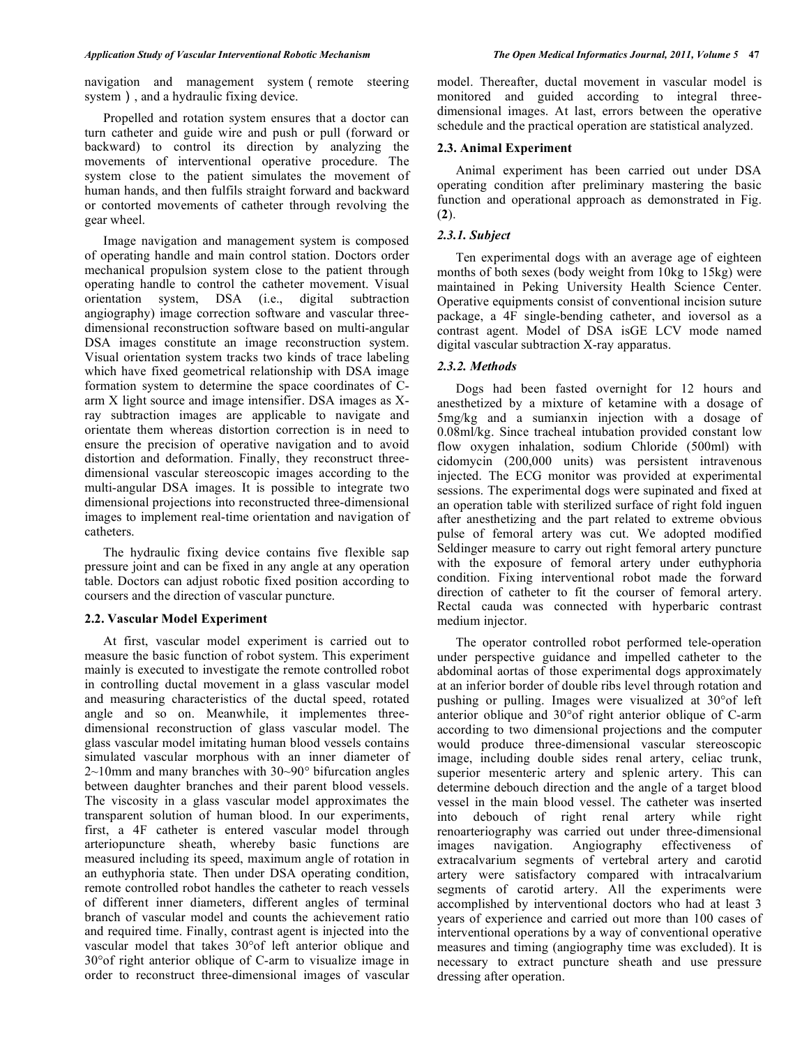navigation and management system ( remote steering system ) , and a hydraulic fixing device.

Propelled and rotation system ensures that a doctor can turn catheter and guide wire and push or pull (forward or backward) to control its direction by analyzing the movements of interventional operative procedure. The system close to the patient simulates the movement of human hands, and then fulfils straight forward and backward or contorted movements of catheter through revolving the gear wheel.

Image navigation and management system is composed of operating handle and main control station. Doctors order mechanical propulsion system close to the patient through operating handle to control the catheter movement. Visual orientation system, DSA (i.e., digital subtraction angiography) image correction software and vascular three-dimensional reconstruction software based on multi-angular DSA images constitute an image reconstruction system. Visual orientation system tracks two kinds of trace labeling which have fixed geometrical relationship with DSA image formation system to determine the space coordinates of C-arm X light source and image intensifier. DSA images as X-ray subtraction images are applicable to navigate and orientate them whereas distortion correction is in need to ensure the precision of operative navigation and to avoid distortion and deformation. Finally, they reconstruct three-dimensional vascular stereoscopic images according to the multi-angular DSA images. It is possible to integrate two dimensional projections into reconstructed three-dimensional images to implement real-time orientation and navigation of catheters.

The hydraulic fixing device contains five flexible sap pressure joint and can be fixed in any angle at any operation table. Doctors can adjust robotic fixed position according to coursers and the direction of vascular puncture.

### 2.2. Vascular Model Experiment

At first, vascular model experiment is carried out to measure the basic function of robot system. This experiment mainly is executed to investigate the remote controlled robot in controlling ductal movement in a glass vascular model and measuring characteristics of the ductal speed, rotated angle and so on. Meanwhile, it implementes three-dimensional reconstruction of glass vascular model. The glass vascular model imitating human blood vessels contains simulated vascular morphous with an inner diameter of 2~10mm and many branches with 30~90° bifurcation angles between daughter branches and their parent blood vessels. The viscosity in a glass vascular model approximates the transparent solution of human blood. In our experiments, first, a 4F catheter is entered vascular model through arteriopuncture sheath, whereby basic functions are measured including its speed, maximum angle of rotation in an euthyphoria state. Then under DSA operating condition, remote controlled robot handles the catheter to reach vessels of different inner diameters, different angles of terminal branch of vascular model and counts the achievement ratio and required time. Finally, contrast agent is injected into the vascular model that takes 30°of left anterior oblique and 30°of right anterior oblique of C-arm to visualize image in order to reconstruct three-dimensional images of vascular model. Thereafter, ductal movement in vascular model is monitored and guided according to integral three-dimensional images. At last, errors between the operative schedule and the practical operation are statistical analyzed.

### 2.3. Animal Experiment

Animal experiment has been carried out under DSA operating condition after preliminary mastering the basic function and operational approach as demonstrated in Fig. (**2**).

#### *2.3.1. Subject*

Ten experimental dogs with an average age of eighteen months of both sexes (body weight from 10kg to 15kg) were maintained in Peking University Health Science Center. Operative equipments consist of conventional incision suture package, a 4F single-bending catheter, and ioversol as a contrast agent. Model of DSA isGE LCV mode named digital vascular subtraction X-ray apparatus.

#### *2.3.2. Methods*

Dogs had been fasted overnight for 12 hours and anesthetized by a mixture of ketamine with a dosage of 5mg/kg and a sumianxin injection with a dosage of 0.08ml/kg. Since tracheal intubation provided constant low flow oxygen inhalation, sodium Chloride (500ml) with cidomycin (200,000 units) was persistent intravenous injected. The ECG monitor was provided at experimental sessions. The experimental dogs were supinated and fixed at an operation table with sterilized surface of right fold inguen after anesthetizing and the part related to extreme obvious pulse of femoral artery was cut. We adopted modified Seldinger measure to carry out right femoral artery puncture with the exposure of femoral artery under euthyphoria condition. Fixing interventional robot made the forward direction of catheter to fit the courser of femoral artery. Rectal cauda was connected with hyperbaric contrast medium injector.

The operator controlled robot performed tele-operation under perspective guidance and impelled catheter to the abdominal aortas of those experimental dogs approximately at an inferior border of double ribs level through rotation and pushing or pulling. Images were visualized at 30°of left anterior oblique and 30°of right anterior oblique of C-arm according to two dimensional projections and the computer would produce three-dimensional vascular stereoscopic image, including double sides renal artery, celiac trunk, superior mesenteric artery and splenic artery. This can determine debouch direction and the angle of a target blood vessel in the main blood vessel. The catheter was inserted into debouch of right renal artery while right renoarteriography was carried out under three-dimensional images navigation. Angiography effectiveness of extracalvarium segments of vertebral artery and carotid artery were satisfactory compared with intracalvarium segments of carotid artery. All the experiments were accomplished by interventional doctors who had at least 3 years of experience and carried out more than 100 cases of interventional operations by a way of conventional operative measures and timing (angiography time was excluded). It is necessary to extract puncture sheath and use pressure dressing after operation.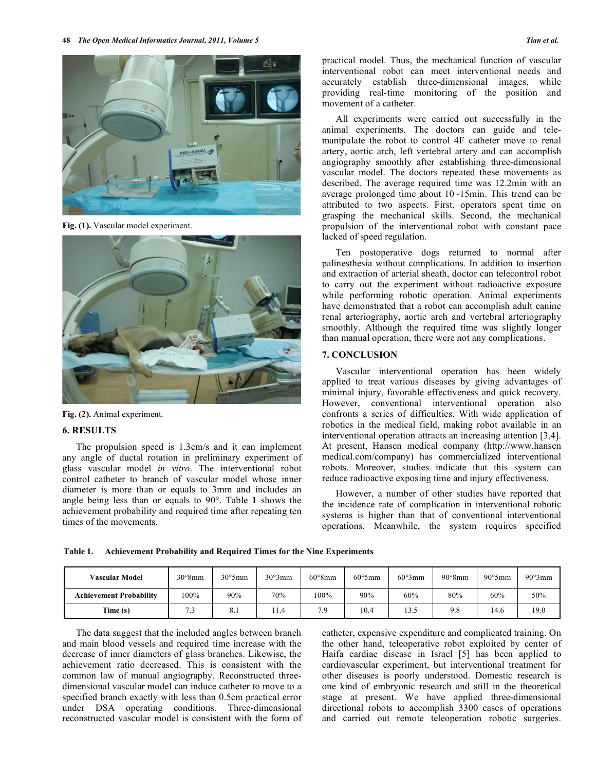Fig. (1). Vascular model experiment.

Fig. (2). Animal experiment.

## 6. RESULTS

The propulsion speed is 1.3cm/s and it can implement any angle of ductal rotation in preliminary experiment of glass vascular model *in vitro*. The interventional robot control catheter to branch of vascular model whose inner diameter is more than or equals to 3mm and includes an angle being less than or equals to 90°. Table **1** shows the achievement probability and required time after repeating ten times of the movements.

**Table 1. Achievement Probability and Required Times for the Nine Experiments**

| Vascular Model | 30°8mm | 30°5mm | 30°3mm | 60°8mm | 60°5mm | 60°3mm | 90°8mm | 90°5mm | 90°3mm |
|---|---|---|---|---|---|---|---|---|---|
| Achievement Probability | 100% | 90% | 70% | 100% | 90% | 60% | 80% | 60% | 50% |
| Time (s) | 7.3 | 8.1 | 11.4 | 7.9 | 10.4 | 13.5 | 9.8 | 14.6 | 19.0 |

The data suggest that the included angles between branch and main blood vessels and required time increase with the decrease of inner diameters of glass branches. Likewise, the achievement ratio decreased. This is consistent with the common law of manual angiography. Reconstructed three-dimensional vascular model can induce catheter to move to a specified branch exactly with less than 0.5cm practical error under DSA operating conditions. Three-dimensional reconstructed vascular model is consistent with the form of practical model. Thus, the mechanical function of vascular interventional robot can meet interventional needs and accurately establish three-dimensional images, while providing real-time monitoring of the position and movement of a catheter.

All experiments were carried out successfully in the animal experiments. The doctors can guide and tele-manipulate the robot to control 4F catheter move to renal artery, aortic arch, left vertebral artery and can accomplish angiography smoothly after establishing three-dimensional vascular model. The doctors repeated these movements as described. The average required time was 12.2min with an average prolonged time about 10~15min. This trend can be attributed to two aspects. First, operators spent time on grasping the mechanical skills. Second, the mechanical propulsion of the interventional robot with constant pace lacked of speed regulation.

Ten postoperative dogs returned to normal after palinesthesia without complications. In addition to insertion and extraction of arterial sheath, doctor can telecontrol robot to carry out the experiment without radioactive exposure while performing robotic operation. Animal experiments have demonstrated that a robot can accomplish adult canine renal arteriography, aortic arch and vertebral arteriography smoothly. Although the required time was slightly longer than manual operation, there were not any complications.

## 7. CONCLUSION

Vascular interventional operation has been widely applied to treat various diseases by giving advantages of minimal injury, favorable effectiveness and quick recovery. However, conventional interventional operation also confronts a series of difficulties. With wide application of robotics in the medical field, making robot available in an interventional operation attracts an increasing attention [3,4]. At present, Hansen medical company (http://www.hansen medical.com/company) has commercialized interventional robots. Moreover, studies indicate that this system can reduce radioactive exposing time and injury effectiveness.

However, a number of other studies have reported that the incidence rate of complication in interventional robotic systems is higher than that of conventional interventional operations. Meanwhile, the system requires specified catheter, expensive expenditure and complicated training. On the other hand, teleoperative robot exploited by center of Haifa cardiac disease in Israel [5] has been applied to cardiovascular experiment, but interventional treatment for other diseases is poorly understood. Domestic research is one kind of embryonic research and still in the theoretical stage at present. We have applied three-dimensional directional robots to accomplish 3300 cases of operations and carried out remote teleoperation robotic surgeries.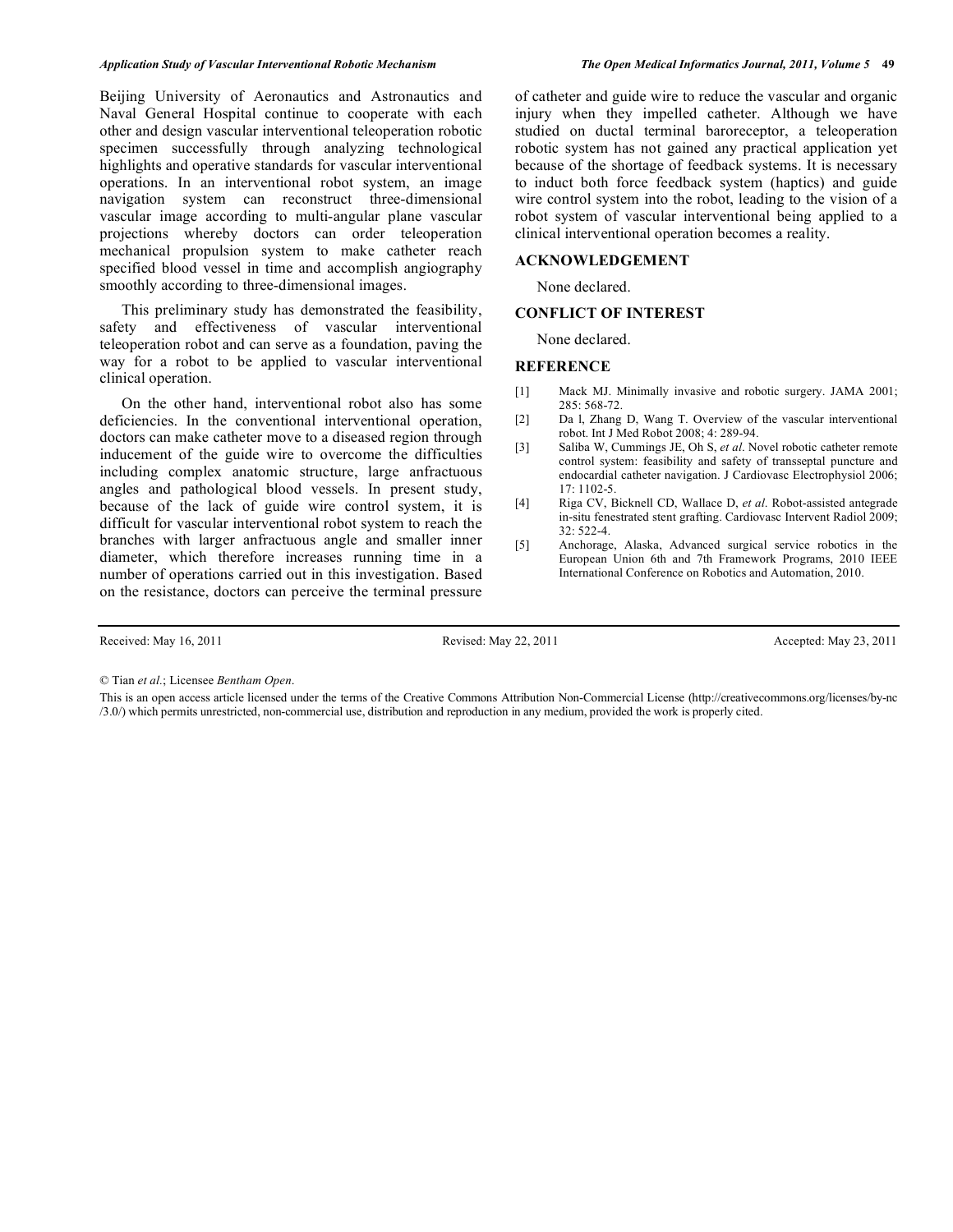Beijing University of Aeronautics and Astronautics and Naval General Hospital continue to cooperate with each other and design vascular interventional teleoperation robotic specimen successfully through analyzing technological highlights and operative standards for vascular interventional operations. In an interventional robot system, an image navigation system can reconstruct three-dimensional vascular image according to multi-angular plane vascular projections whereby doctors can order teleoperation mechanical propulsion system to make catheter reach specified blood vessel in time and accomplish angiography smoothly according to three-dimensional images.

This preliminary study has demonstrated the feasibility, safety and effectiveness of vascular interventional teleoperation robot and can serve as a foundation, paving the way for a robot to be applied to vascular interventional clinical operation.

On the other hand, interventional robot also has some deficiencies. In the conventional interventional operation, doctors can make catheter move to a diseased region through inducement of the guide wire to overcome the difficulties including complex anatomic structure, large anfractuous angles and pathological blood vessels. In present study, because of the lack of guide wire control system, it is difficult for vascular interventional robot system to reach the branches with larger anfractuous angle and smaller inner diameter, which therefore increases running time in a number of operations carried out in this investigation. Based on the resistance, doctors can perceive the terminal pressure of catheter and guide wire to reduce the vascular and organic injury when they impelled catheter. Although we have studied on ductal terminal baroreceptor, a teleoperation robotic system has not gained any practical application yet because of the shortage of feedback systems. It is necessary to induct both force feedback system (haptics) and guide wire control system into the robot, leading to the vision of a robot system of vascular interventional being applied to a clinical interventional operation becomes a reality.

## ACKNOWLEDGEMENT

None declared.

## CONFLICT OF INTEREST

None declared.

## REFERENCE

[1] Mack MJ. Minimally invasive and robotic surgery. JAMA 2001; 285: 568-72.

[2] Da l, Zhang D, Wang T. Overview of the vascular interventional robot. Int J Med Robot 2008; 4: 289-94.

[3] Saliba W, Cummings JE, Oh S, *et al*. Novel robotic catheter remote control system: feasibility and safety of transseptal puncture and endocardial catheter navigation. J Cardiovasc Electrophysiol 2006; 17: 1102-5.

[4] Riga CV, Bicknell CD, Wallace D, *et al*. Robot-assisted antegrade in-situ fenestrated stent grafting. Cardiovasc Intervent Radiol 2009; 32: 522-4.

[5] Anchorage, Alaska, Advanced surgical service robotics in the European Union 6th and 7th Framework Programs, 2010 IEEE International Conference on Robotics and Automation, 2010.

Received: May 16, 2011 Revised: May 22, 2011 Accepted: May 23, 2011

© Tian *et al*.; Licensee *Bentham Open*.

This is an open access article licensed under the terms of the Creative Commons Attribution Non-Commercial License (http://creativecommons.org/licenses/by-nc/3.0/) which permits unrestricted, non-commercial use, distribution and reproduction in any medium, provided the work is properly cited.